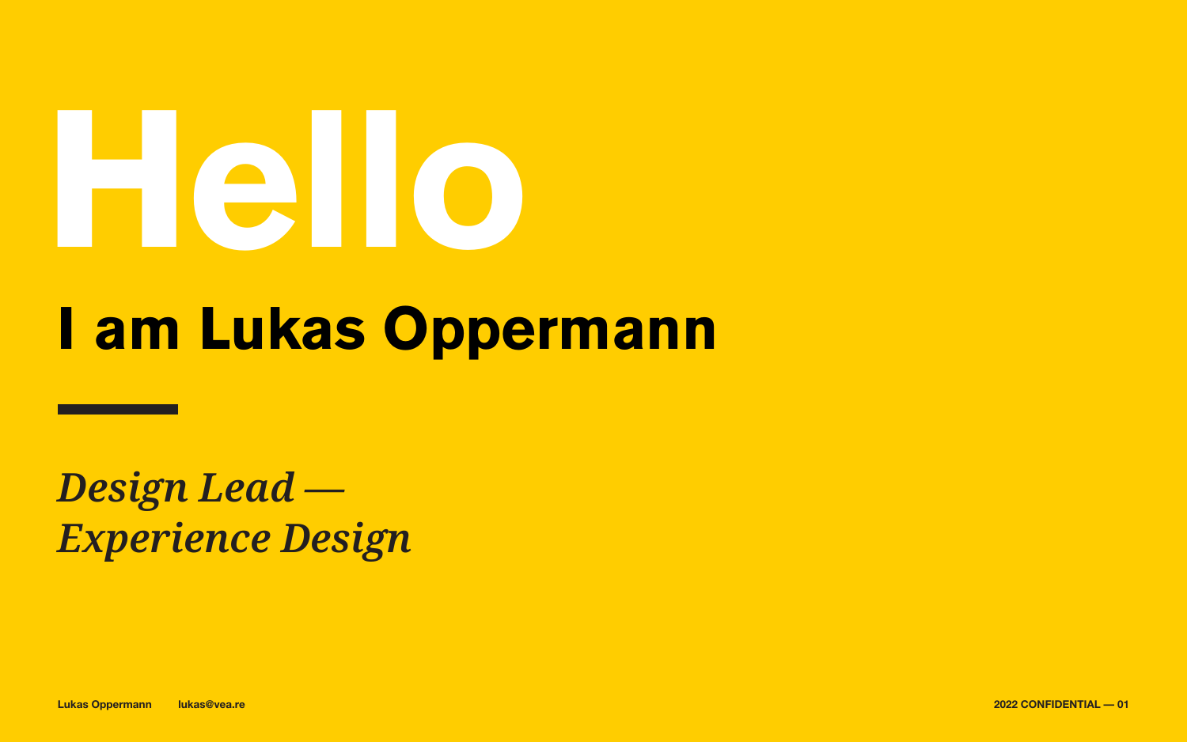# Hello

## I am Lukas Oppermann

---

*Design Lead —*
*Experience Design*

Lukas Oppermann lukas@vea.re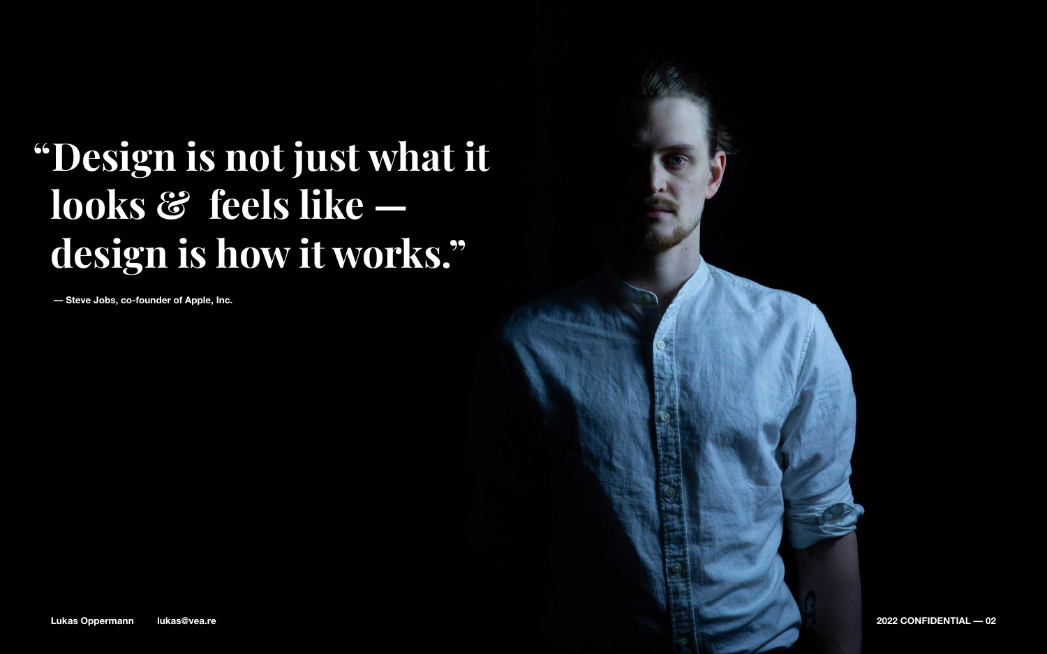# “Design is not just what it looks & feels like — design is how it works.”

— Steve Jobs, co-founder of Apple, Inc.

Lukas Oppermann lukas@vea.re

2022 CONFIDENTIAL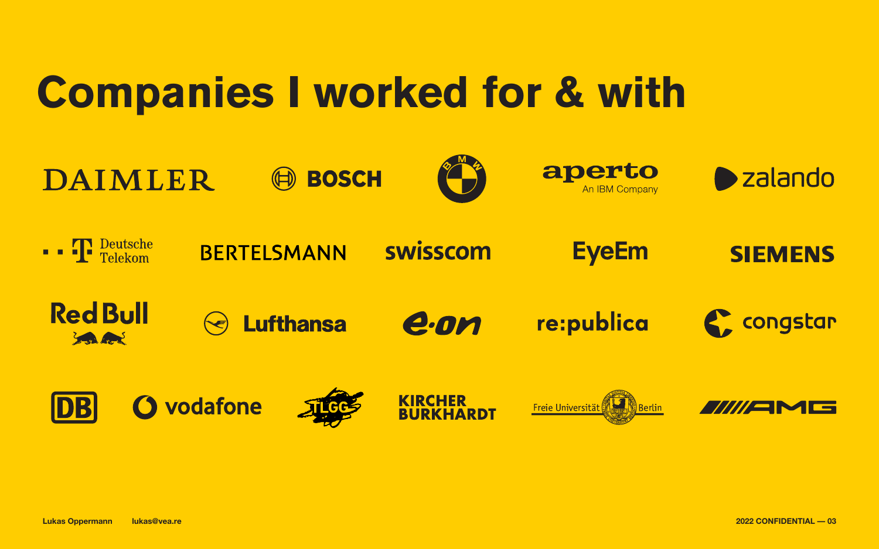# Companies I worked for & with

DAIMLER

BOSCH

BMW

aperto
An IBM Company

zalando

Deutsche Telekom

BERTELSMANN

swisscom

EyeEm

SIEMENS

Red Bull

Lufthansa

e.on

re:publica

congstar

DB

vodafone

TLGG

KIRCHER BURKHARDT

Freie Universität Berlin

AMG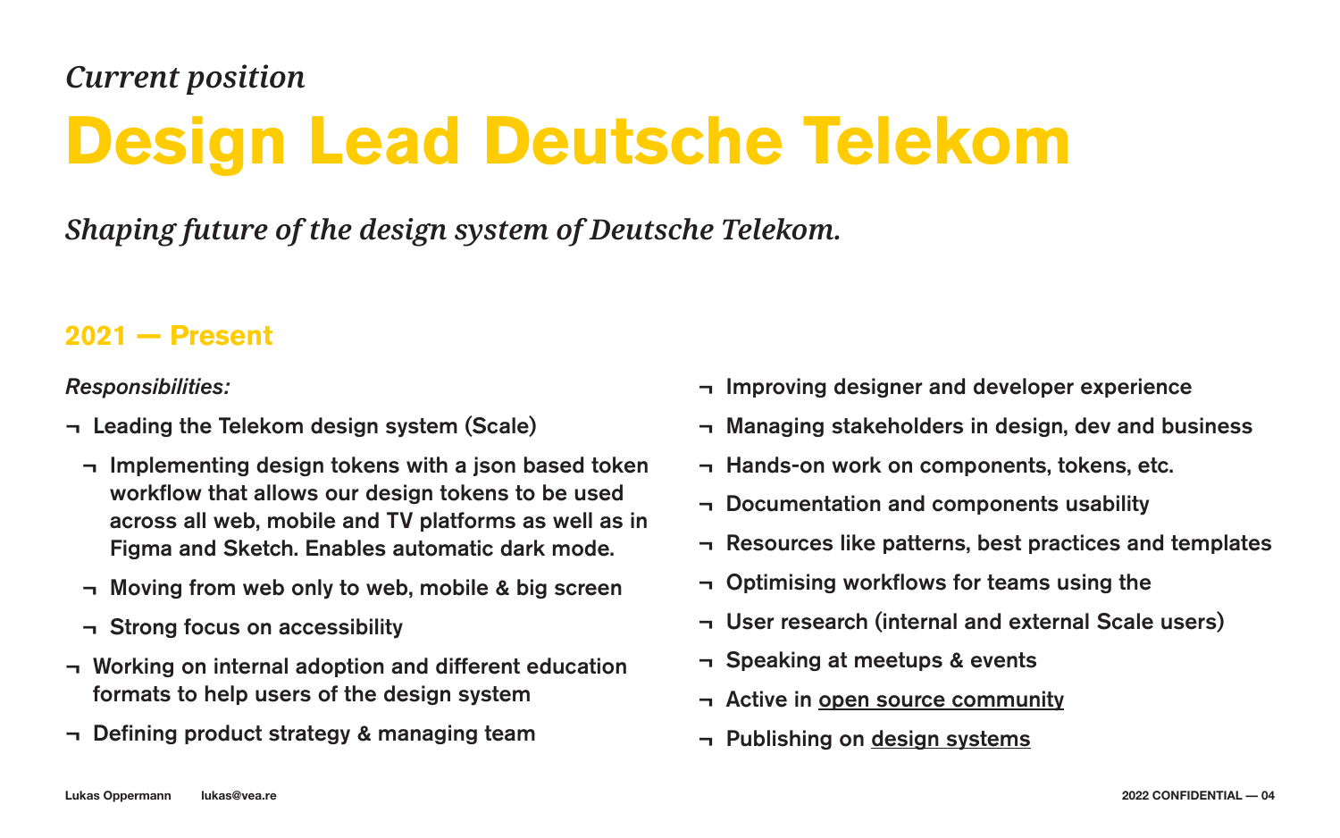*Current position*

# Design Lead Deutsche Telekom

*Shaping future of the design system of Deutsche Telekom.*

## 2021 — Present

*Responsibilities:*

- ¬ Leading the Telekom design system (Scale)
  - ¬ Implementing design tokens with a json based token workflow that allows our design tokens to be used across all web, mobile and TV platforms as well as in Figma and Sketch. Enables automatic dark mode.
  - ¬ Moving from web only to web, mobile & big screen
  - ¬ Strong focus on accessibility
- ¬ Working on internal adoption and different education formats to help users of the design system
- ¬ Defining product strategy & managing team
- ¬ Improving designer and developer experience
- ¬ Managing stakeholders in design, dev and business
- ¬ Hands-on work on components, tokens, etc.
- ¬ Documentation and components usability
- ¬ Resources like patterns, best practices and templates
- ¬ Optimising workflows for teams using the
- ¬ User research (internal and external Scale users)
- ¬ Speaking at meetups & events
- ¬ Active in open source community
- ¬ Publishing on design systems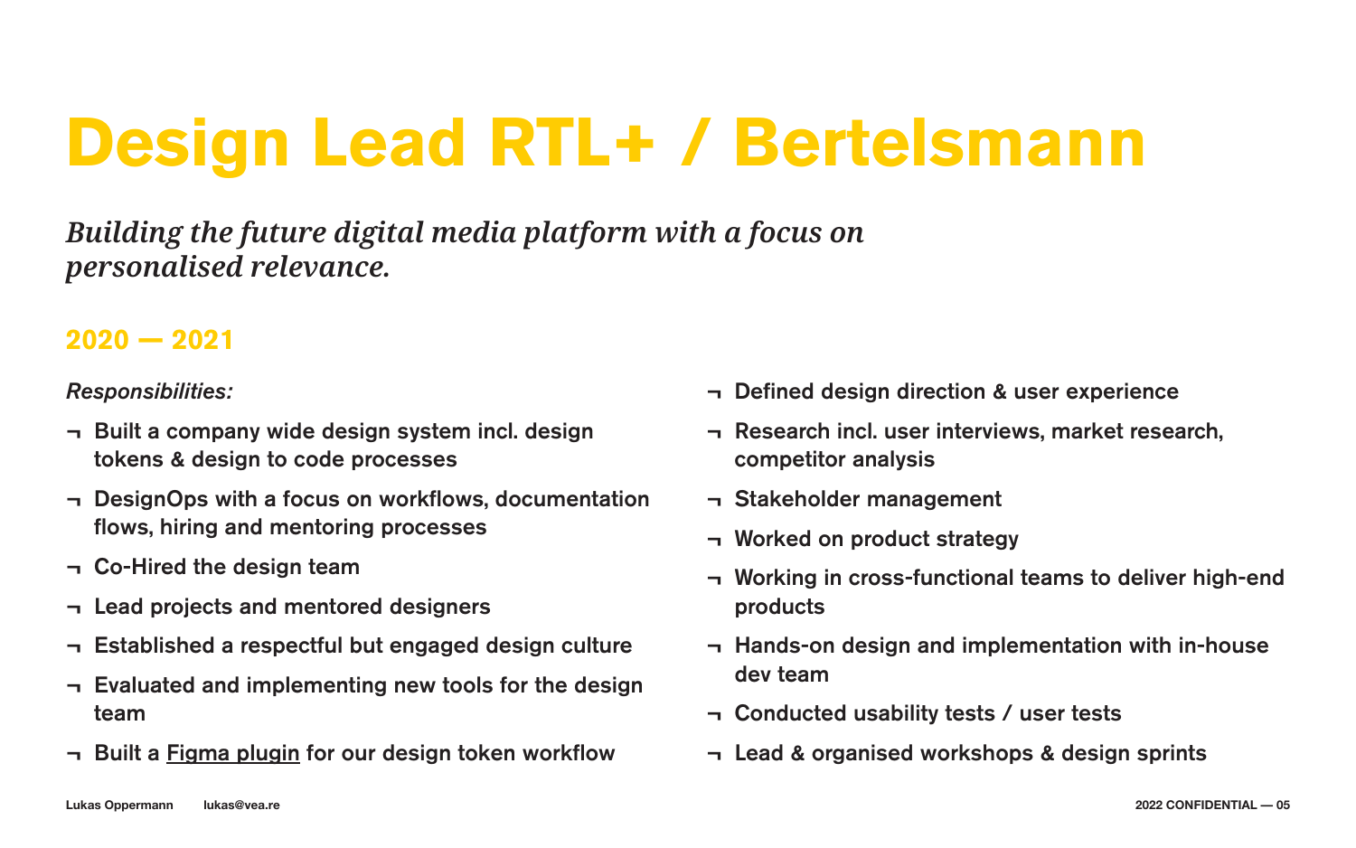# Design Lead RTL+ / Bertelsmann

*Building the future digital media platform with a focus on personalised relevance.*

## 2020 — 2021

*Responsibilities:*

- Built a company wide design system incl. design tokens & design to code processes
- DesignOps with a focus on workflows, documentation flows, hiring and mentoring processes
- Co-Hired the design team
- Lead projects and mentored designers
- Established a respectful but engaged design culture
- Evaluated and implementing new tools for the design team
- Built a Figma plugin for our design token workflow
- Defined design direction & user experience
- Research incl. user interviews, market research, competitor analysis
- Stakeholder management
- Worked on product strategy
- Working in cross-functional teams to deliver high-end products
- Hands-on design and implementation with in-house dev team
- Conducted usability tests / user tests
- Lead & organised workshops & design sprints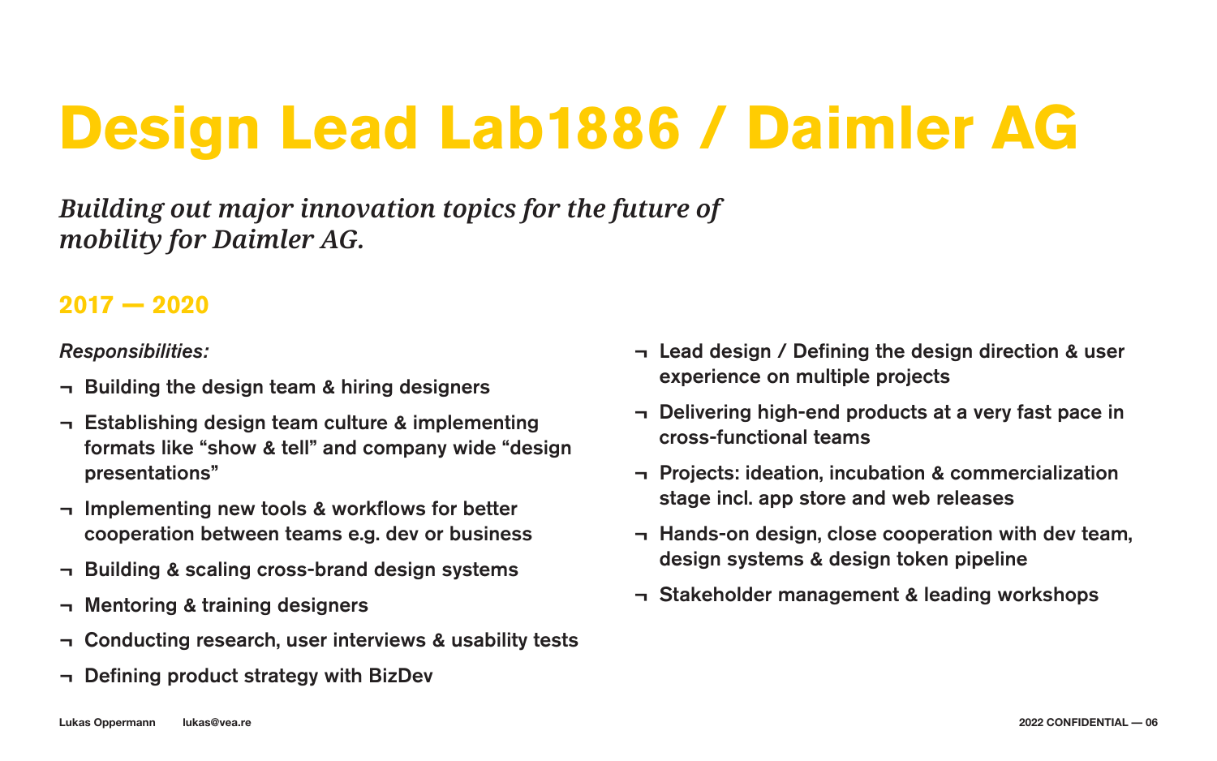# Design Lead Lab1886 / Daimler AG

*Building out major innovation topics for the future of mobility for Daimler AG.*

## 2017 — 2020

*Responsibilities:*

¬ Building the design team & hiring designers

¬ Establishing design team culture & implementing formats like “show & tell” and company wide “design presentations”

¬ Implementing new tools & workflows for better cooperation between teams e.g. dev or business

¬ Building & scaling cross-brand design systems

¬ Mentoring & training designers

¬ Conducting research, user interviews & usability tests

¬ Defining product strategy with BizDev

¬ Lead design / Defining the design direction & user experience on multiple projects

¬ Delivering high-end products at a very fast pace in cross-functional teams

¬ Projects: ideation, incubation & commercialization stage incl. app store and web releases

¬ Hands-on design, close cooperation with dev team, design systems & design token pipeline

¬ Stakeholder management & leading workshops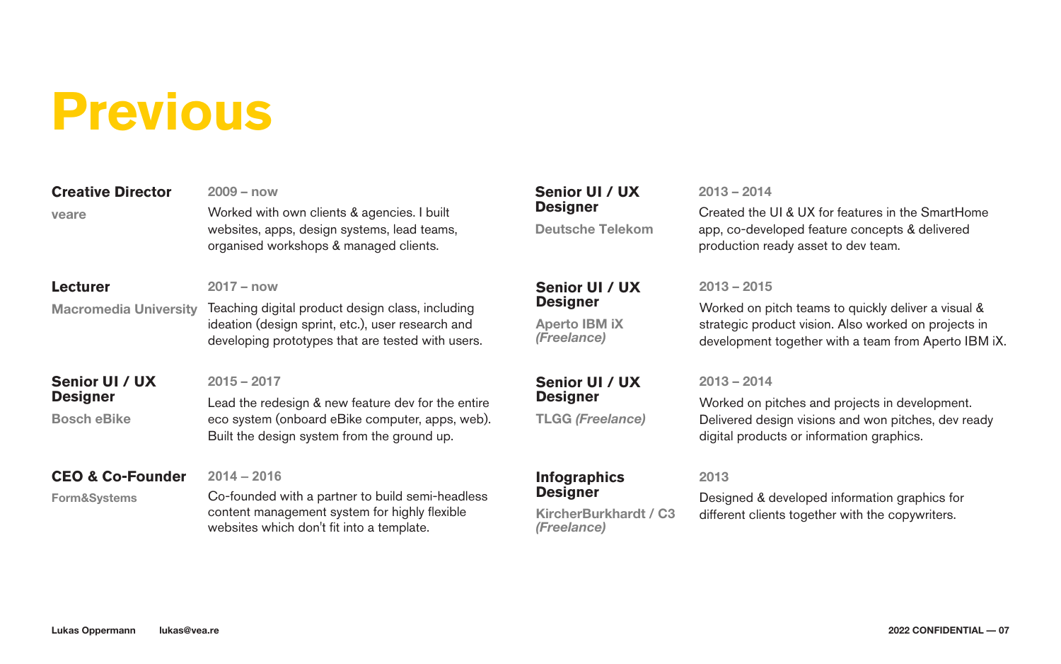# Previous

**Creative Director**
veare
2009 – now
Worked with own clients & agencies. I built websites, apps, design systems, lead teams, organised workshops & managed clients.

**Lecturer**
Macromedia University
2017 – now
Teaching digital product design class, including ideation (design sprint, etc.), user research and developing prototypes that are tested with users.

**Senior UI / UX Designer**
Bosch eBike
2015 – 2017
Lead the redesign & new feature dev for the entire eco system (onboard eBike computer, apps, web). Built the design system from the ground up.

**CEO & Co-Founder**
Form&Systems
2014 – 2016
Co-founded with a partner to build semi-headless content management system for highly flexible websites which don't fit into a template.

**Senior UI / UX Designer**
Deutsche Telekom
2013 – 2014
Created the UI & UX for features in the SmartHome app, co-developed feature concepts & delivered production ready asset to dev team.

**Senior UI / UX Designer**
Aperto IBM iX *(Freelance)*
2013 – 2015
Worked on pitch teams to quickly deliver a visual & strategic product vision. Also worked on projects in development together with a team from Aperto IBM iX.

**Senior UI / UX Designer**
TLGG *(Freelance)*
2013 – 2014
Worked on pitches and projects in development. Delivered design visions and won pitches, dev ready digital products or information graphics.

**Infographics Designer**
KircherBurkhardt / C3 *(Freelance)*
2013
Designed & developed information graphics for different clients together with the copywriters.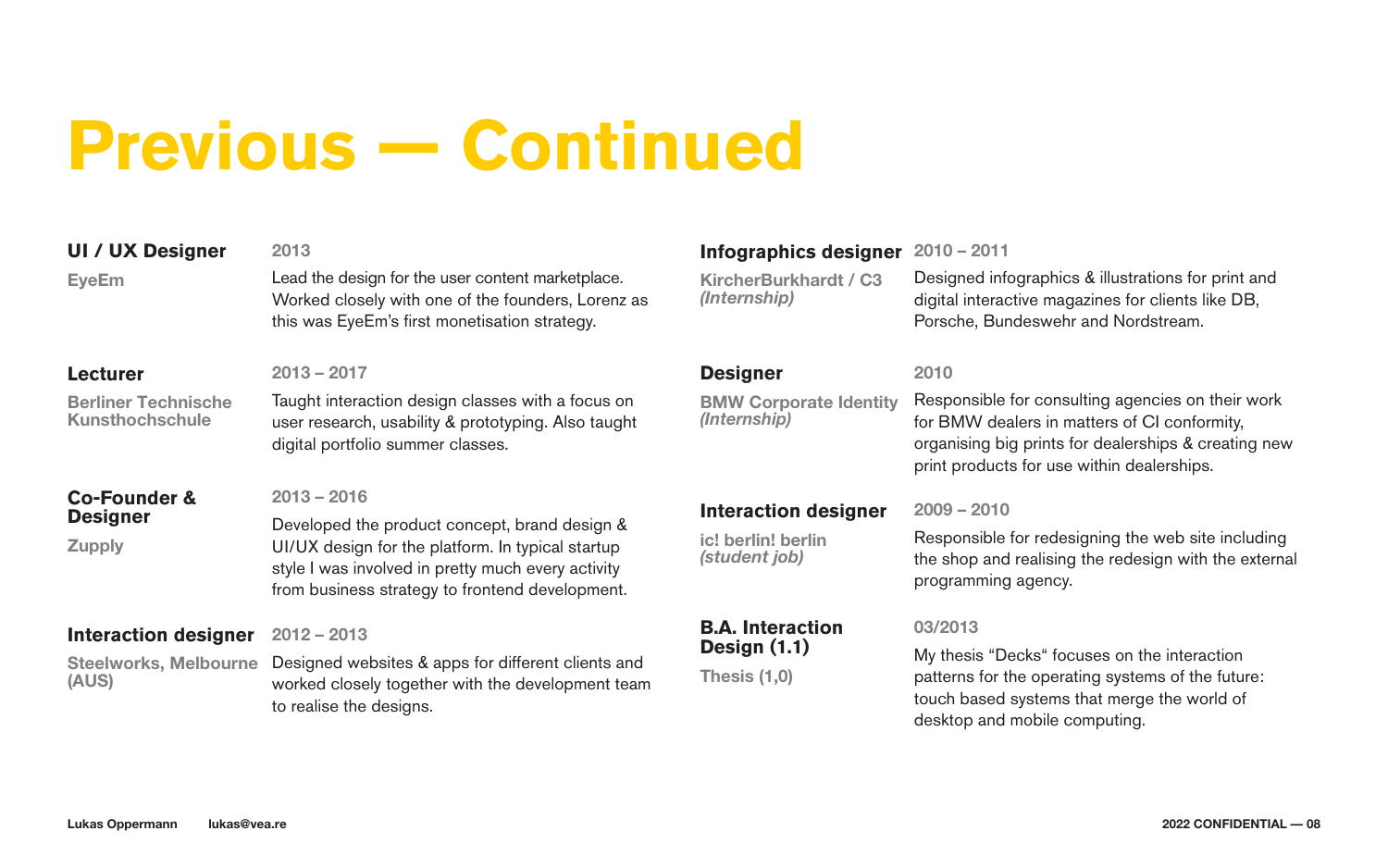# Previous — Continued

### UI / UX Designer

**EyeEm**

**2013**

Lead the design for the user content marketplace. Worked closely with one of the founders, Lorenz as this was EyeEm's first monetisation strategy.

### Lecturer

**Berliner Technische Kunsthochschule**

**2013 – 2017**

Taught interaction design classes with a focus on user research, usability & prototyping. Also taught digital portfolio summer classes.

### Co-Founder & Designer

**Zupply**

**2013 – 2016**

Developed the product concept, brand design & UI/UX design for the platform. In typical startup style I was involved in pretty much every activity from business strategy to frontend development.

### Interaction designer

**Steelworks, Melbourne (AUS)**

**2012 – 2013**

Designed websites & apps for different clients and worked closely together with the development team to realise the designs.

### Infographics designer

**KircherBurkhardt / C3** ***(Internship)***

**2010 – 2011**

Designed infographics & illustrations for print and digital interactive magazines for clients like DB, Porsche, Bundeswehr and Nordstream.

### Designer

**BMW Corporate Identity** ***(Internship)***

**2010**

Responsible for consulting agencies on their work for BMW dealers in matters of CI conformity, organising big prints for dealerships & creating new print products for use within dealerships.

### Interaction designer

**ic! berlin! berlin** ***(student job)***

**2009 – 2010**

Responsible for redesigning the web site including the shop and realising the redesign with the external programming agency.

### B.A. Interaction Design (1.1)

**Thesis (1,0)**

**03/2013**

My thesis “Decks“ focuses on the interaction patterns for the operating systems of the future: touch based systems that merge the world of desktop and mobile computing.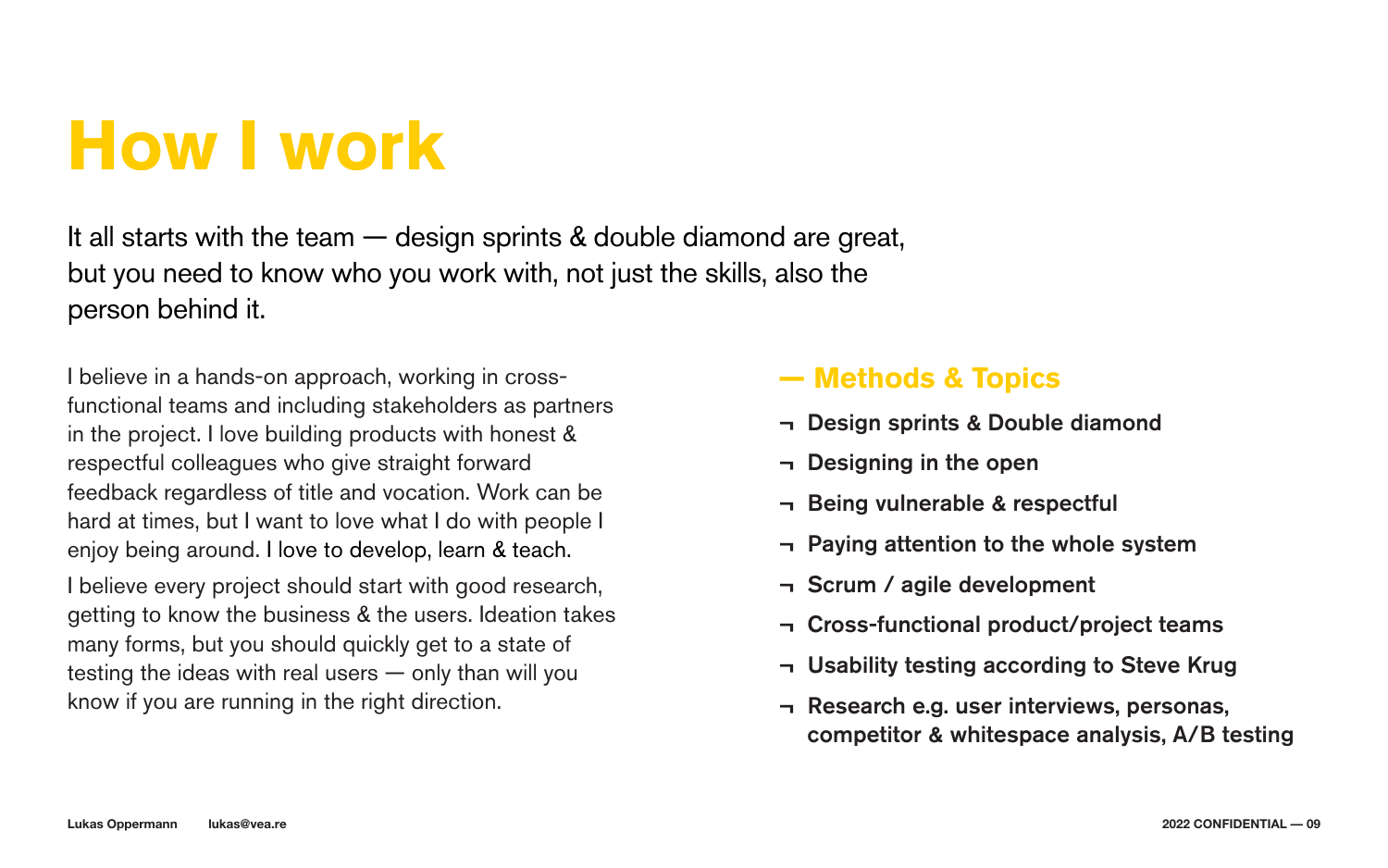# How I work

It all starts with the team — design sprints & double diamond are great, but you need to know who you work with, not just the skills, also the person behind it.

I believe in a hands-on approach, working in cross-functional teams and including stakeholders as partners in the project. I love building products with honest & respectful colleagues who give straight forward feedback regardless of title and vocation. Work can be hard at times, but I want to love what I do with people I enjoy being around. I love to develop, learn & teach.

I believe every project should start with good research, getting to know the business & the users. Ideation takes many forms, but you should quickly get to a state of testing the ideas with real users — only than will you know if you are running in the right direction.

## — Methods & Topics

- ¬ **Design sprints & Double diamond**
- ¬ **Designing in the open**
- ¬ **Being vulnerable & respectful**
- ¬ **Paying attention to the whole system**
- ¬ **Scrum / agile development**
- ¬ **Cross-functional product/project teams**
- ¬ **Usability testing according to Steve Krug**
- ¬ **Research e.g. user interviews, personas, competitor & whitespace analysis, A/B testing**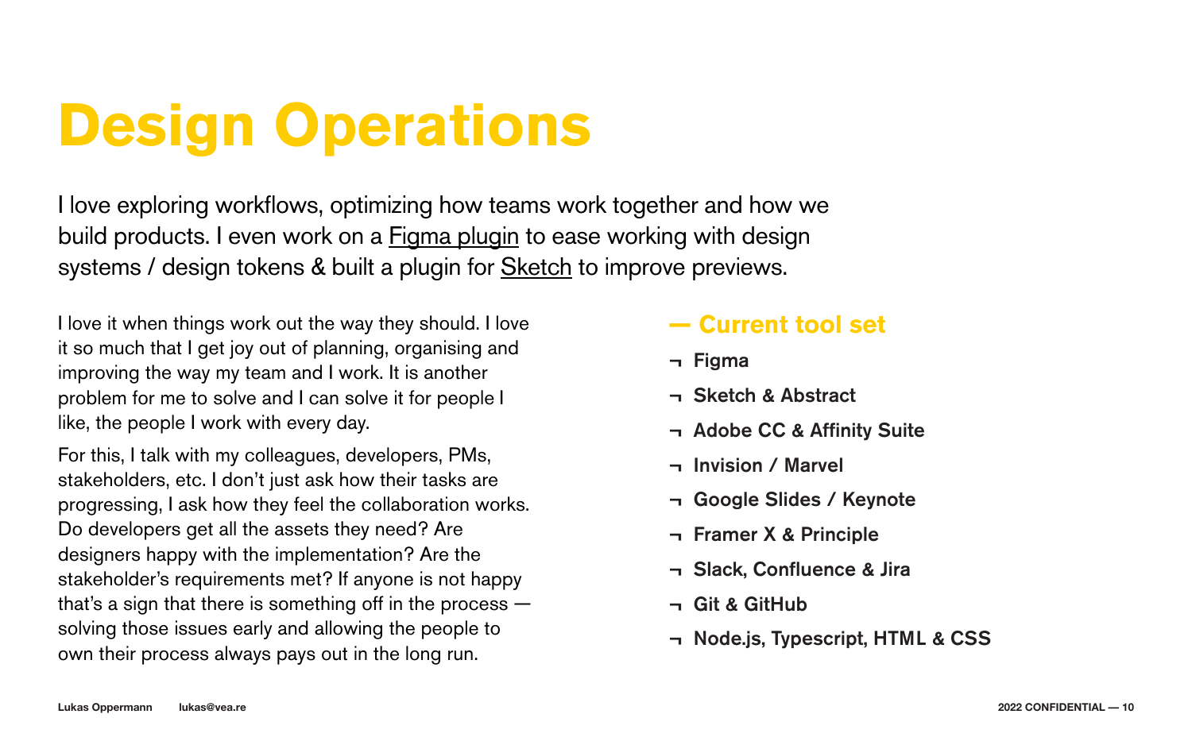# Design Operations

I love exploring workflows, optimizing how teams work together and how we build products. I even work on a Figma plugin to ease working with design systems / design tokens & built a plugin for Sketch to improve previews.

I love it when things work out the way they should. I love it so much that I get joy out of planning, organising and improving the way my team and I work. It is another problem for me to solve and I can solve it for people I like, the people I work with every day.

For this, I talk with my colleagues, developers, PMs, stakeholders, etc. I don't just ask how their tasks are progressing, I ask how they feel the collaboration works. Do developers get all the assets they need? Are designers happy with the implementation? Are the stakeholder's requirements met? If anyone is not happy that's a sign that there is something off in the process — solving those issues early and allowing the people to own their process always pays out in the long run.

## — Current tool set

- **Figma**
- **Sketch & Abstract**
- **Adobe CC & Affinity Suite**
- **Invision / Marvel**
- **Google Slides / Keynote**
- **Framer X & Principle**
- **Slack, Confluence & Jira**
- **Git & GitHub**
- **Node.js, Typescript, HTML & CSS**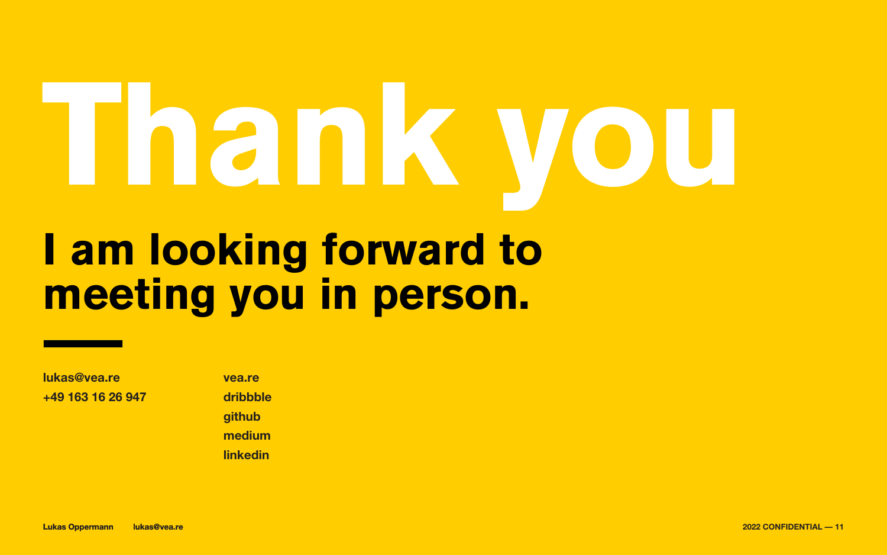# Thank you

## I am looking forward to meeting you in person.

---

**lukas@vea.re**
**+49 163 16 26 947**

**vea.re**
**dribbble**
**github**
**medium**
**linkedin**